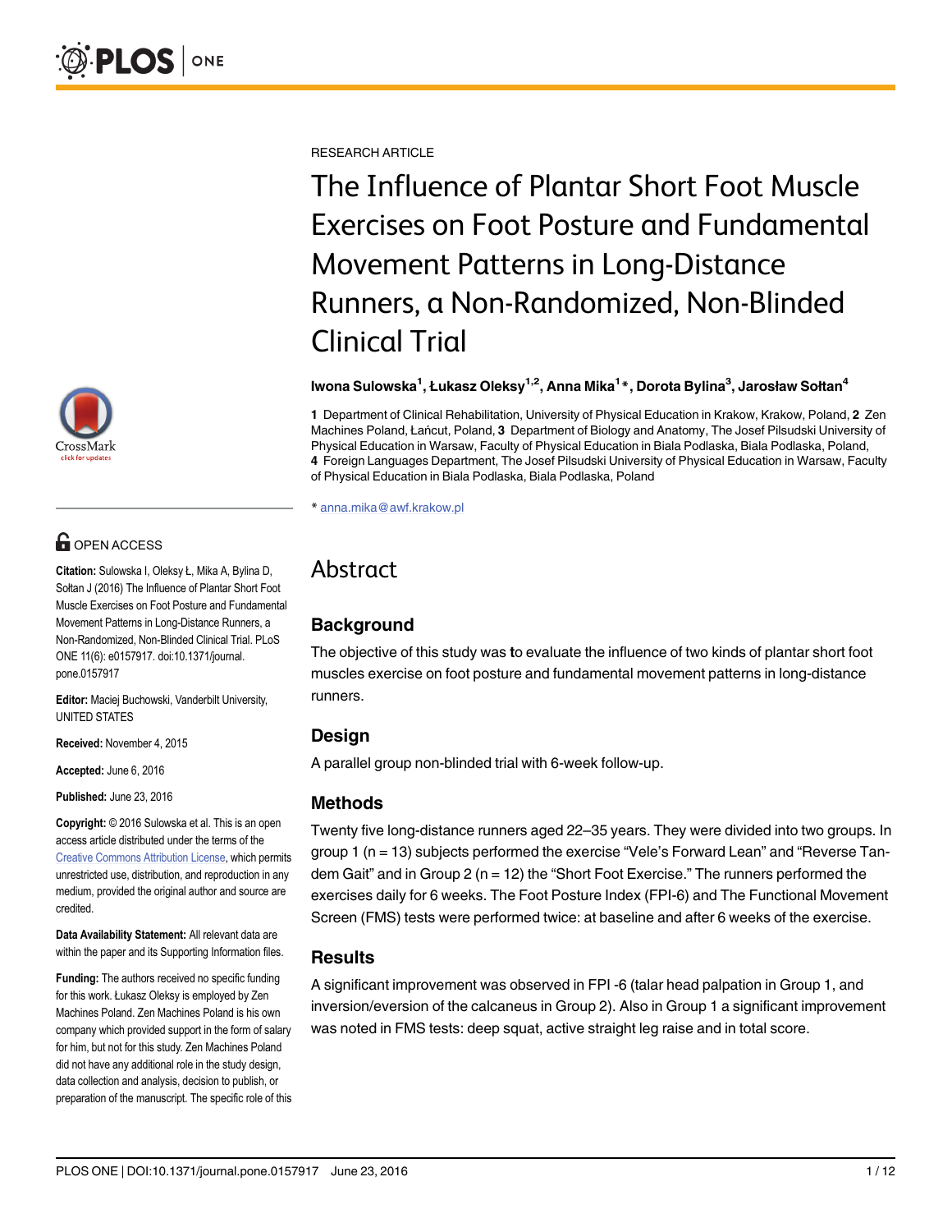RESEARCH ARTICLE

# The Influence of Plantar Short Foot Muscle Exercises on Foot Posture and Fundamental Movement Patterns in Long-Distance Runners, a Non-Randomized, Non-Blinded Clinical Trial

**Iwona Sulowska[1], Łukasz Oleksy[1,2], Anna Mika[1]*, Dorota Bylina[3], Jarosław Sołtan[4]**

**1** Department of Clinical Rehabilitation, University of Physical Education in Krakow, Krakow, Poland, **2** Zen Machines Poland, Łańcut, Poland, **3** Department of Biology and Anatomy, The Josef Pilsudski University of Physical Education in Warsaw, Faculty of Physical Education in Biala Podlaska, Biala Podlaska, Poland, **4** Foreign Languages Department, The Josef Pilsudski University of Physical Education in Warsaw, Faculty of Physical Education in Biala Podlaska, Biala Podlaska, Poland

* anna.mika@awf.krakow.pl

OPEN ACCESS

**Citation:** Sulowska I, Oleksy Ł, Mika A, Bylina D, Sołtan J (2016) The Influence of Plantar Short Foot Muscle Exercises on Foot Posture and Fundamental Movement Patterns in Long-Distance Runners, a Non-Randomized, Non-Blinded Clinical Trial. PLoS ONE 11(6): e0157917. doi:10.1371/journal.pone.0157917

**Editor:** Maciej Buchowski, Vanderbilt University, UNITED STATES

**Received:** November 4, 2015

**Accepted:** June 6, 2016

**Published:** June 23, 2016

**Copyright:** © 2016 Sulowska et al. This is an open access article distributed under the terms of the Creative Commons Attribution License, which permits unrestricted use, distribution, and reproduction in any medium, provided the original author and source are credited.

**Data Availability Statement:** All relevant data are within the paper and its Supporting Information files.

**Funding:** The authors received no specific funding for this work. Łukasz Oleksy is employed by Zen Machines Poland. Zen Machines Poland is his own company which provided support in the form of salary for him, but not for this study. Zen Machines Poland did not have any additional role in the study design, data collection and analysis, decision to publish, or preparation of the manuscript. The specific role of this

## Abstract

### Background

The objective of this study was to evaluate the influence of two kinds of plantar short foot muscles exercise on foot posture and fundamental movement patterns in long-distance runners.

### Design

A parallel group non-blinded trial with 6-week follow-up.

### Methods

Twenty five long-distance runners aged 22–35 years. They were divided into two groups. In group 1 (n = 13) subjects performed the exercise "Vele's Forward Lean" and "Reverse Tandem Gait" and in Group 2 (n = 12) the "Short Foot Exercise." The runners performed the exercises daily for 6 weeks. The Foot Posture Index (FPI-6) and The Functional Movement Screen (FMS) tests were performed twice: at baseline and after 6 weeks of the exercise.

### Results

A significant improvement was observed in FPI -6 (talar head palpation in Group 1, and inversion/eversion of the calcaneus in Group 2). Also in Group 1 a significant improvement was noted in FMS tests: deep squat, active straight leg raise and in total score.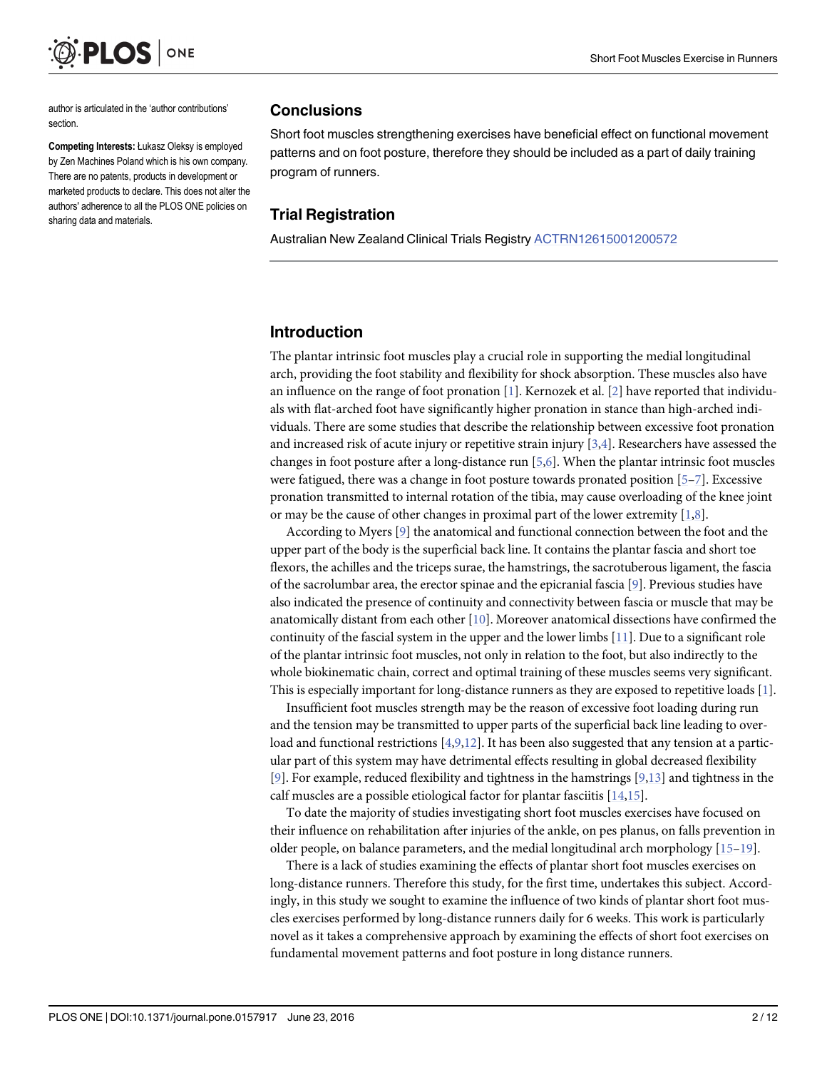author is articulated in the 'author contributions' section.

**Competing Interests:** Łukasz Oleksy is employed by Zen Machines Poland which is his own company. There are no patents, products in development or marketed products to declare. This does not alter the authors' adherence to all the PLOS ONE policies on sharing data and materials.

## Conclusions

Short foot muscles strengthening exercises have beneficial effect on functional movement patterns and on foot posture, therefore they should be included as a part of daily training program of runners.

## Trial Registration

Australian New Zealand Clinical Trials Registry ACTRN12615001200572

## Introduction

The plantar intrinsic foot muscles play a crucial role in supporting the medial longitudinal arch, providing the foot stability and flexibility for shock absorption. These muscles also have an influence on the range of foot pronation [1]. Kernozek et al. [2] have reported that individuals with flat-arched foot have significantly higher pronation in stance than high-arched individuals. There are some studies that describe the relationship between excessive foot pronation and increased risk of acute injury or repetitive strain injury [3,4]. Researchers have assessed the changes in foot posture after a long-distance run [5,6]. When the plantar intrinsic foot muscles were fatigued, there was a change in foot posture towards pronated position [5–7]. Excessive pronation transmitted to internal rotation of the tibia, may cause overloading of the knee joint or may be the cause of other changes in proximal part of the lower extremity [1,8].

According to Myers [9] the anatomical and functional connection between the foot and the upper part of the body is the superficial back line. It contains the plantar fascia and short toe flexors, the achilles and the triceps surae, the hamstrings, the sacrotuberous ligament, the fascia of the sacrolumbar area, the erector spinae and the epicranial fascia [9]. Previous studies have also indicated the presence of continuity and connectivity between fascia or muscle that may be anatomically distant from each other [10]. Moreover anatomical dissections have confirmed the continuity of the fascial system in the upper and the lower limbs [11]. Due to a significant role of the plantar intrinsic foot muscles, not only in relation to the foot, but also indirectly to the whole biokinematic chain, correct and optimal training of these muscles seems very significant. This is especially important for long-distance runners as they are exposed to repetitive loads [1].

Insufficient foot muscles strength may be the reason of excessive foot loading during run and the tension may be transmitted to upper parts of the superficial back line leading to overload and functional restrictions [4,9,12]. It has been also suggested that any tension at a particular part of this system may have detrimental effects resulting in global decreased flexibility [9]. For example, reduced flexibility and tightness in the hamstrings [9,13] and tightness in the calf muscles are a possible etiological factor for plantar fasciitis [14,15].

To date the majority of studies investigating short foot muscles exercises have focused on their influence on rehabilitation after injuries of the ankle, on pes planus, on falls prevention in older people, on balance parameters, and the medial longitudinal arch morphology [15–19].

There is a lack of studies examining the effects of plantar short foot muscles exercises on long-distance runners. Therefore this study, for the first time, undertakes this subject. Accordingly, in this study we sought to examine the influence of two kinds of plantar short foot muscles exercises performed by long-distance runners daily for 6 weeks. This work is particularly novel as it takes a comprehensive approach by examining the effects of short foot exercises on fundamental movement patterns and foot posture in long distance runners.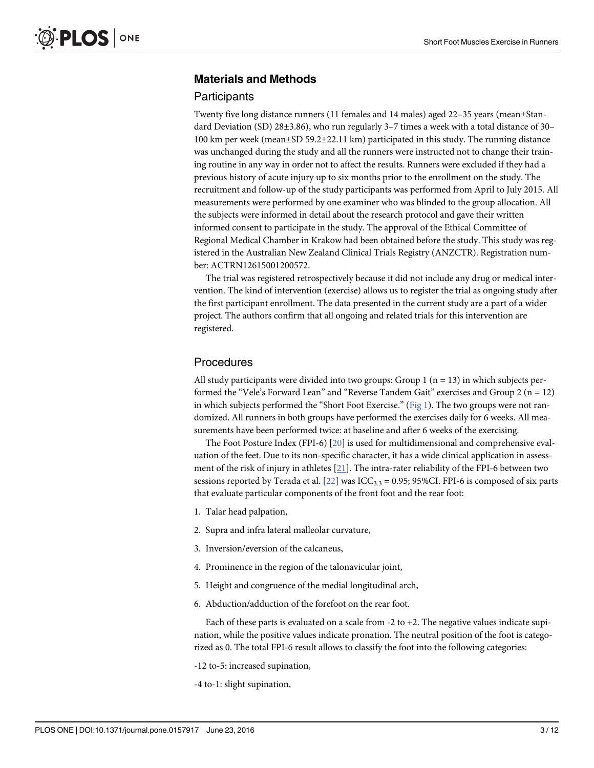## Materials and Methods

### Participants

Twenty five long distance runners (11 females and 14 males) aged 22–35 years (mean±Standard Deviation (SD) 28±3.86), who run regularly 3–7 times a week with a total distance of 30–100 km per week (mean±SD 59.2±22.11 km) participated in this study. The running distance was unchanged during the study and all the runners were instructed not to change their training routine in any way in order not to affect the results. Runners were excluded if they had a previous history of acute injury up to six months prior to the enrollment on the study. The recruitment and follow-up of the study participants was performed from April to July 2015. All measurements were performed by one examiner who was blinded to the group allocation. All the subjects were informed in detail about the research protocol and gave their written informed consent to participate in the study. The approval of the Ethical Committee of Regional Medical Chamber in Krakow had been obtained before the study. This study was registered in the Australian New Zealand Clinical Trials Registry (ANZCTR). Registration number: ACTRN12615001200572.

The trial was registered retrospectively because it did not include any drug or medical intervention. The kind of intervention (exercise) allows us to register the trial as ongoing study after the first participant enrollment. The data presented in the current study are a part of a wider project. The authors confirm that all ongoing and related trials for this intervention are registered.

### Procedures

All study participants were divided into two groups: Group 1 (n = 13) in which subjects performed the "Vele's Forward Lean" and "Reverse Tandem Gait" exercises and Group 2 (n = 12) in which subjects performed the "Short Foot Exercise." (Fig 1). The two groups were not randomized. All runners in both groups have performed the exercises daily for 6 weeks. All measurements have been performed twice: at baseline and after 6 weeks of the exercising.

The Foot Posture Index (FPI-6) [20] is used for multidimensional and comprehensive evaluation of the feet. Due to its non-specific character, it has a wide clinical application in assessment of the risk of injury in athletes [21]. The intra-rater reliability of the FPI-6 between two sessions reported by Terada et al. [22] was $ICC_{3.3}$ = 0.95; 95%CI. FPI-6 is composed of six parts that evaluate particular components of the front foot and the rear foot:

1. Talar head palpation,
2. Supra and infra lateral malleolar curvature,
3. Inversion/eversion of the calcaneus,
4. Prominence in the region of the talonavicular joint,
5. Height and congruence of the medial longitudinal arch,
6. Abduction/adduction of the forefoot on the rear foot.

Each of these parts is evaluated on a scale from -2 to +2. The negative values indicate supination, while the positive values indicate pronation. The neutral position of the foot is categorized as 0. The total FPI-6 result allows to classify the foot into the following categories:

-12 to-5: increased supination,

-4 to-1: slight supination,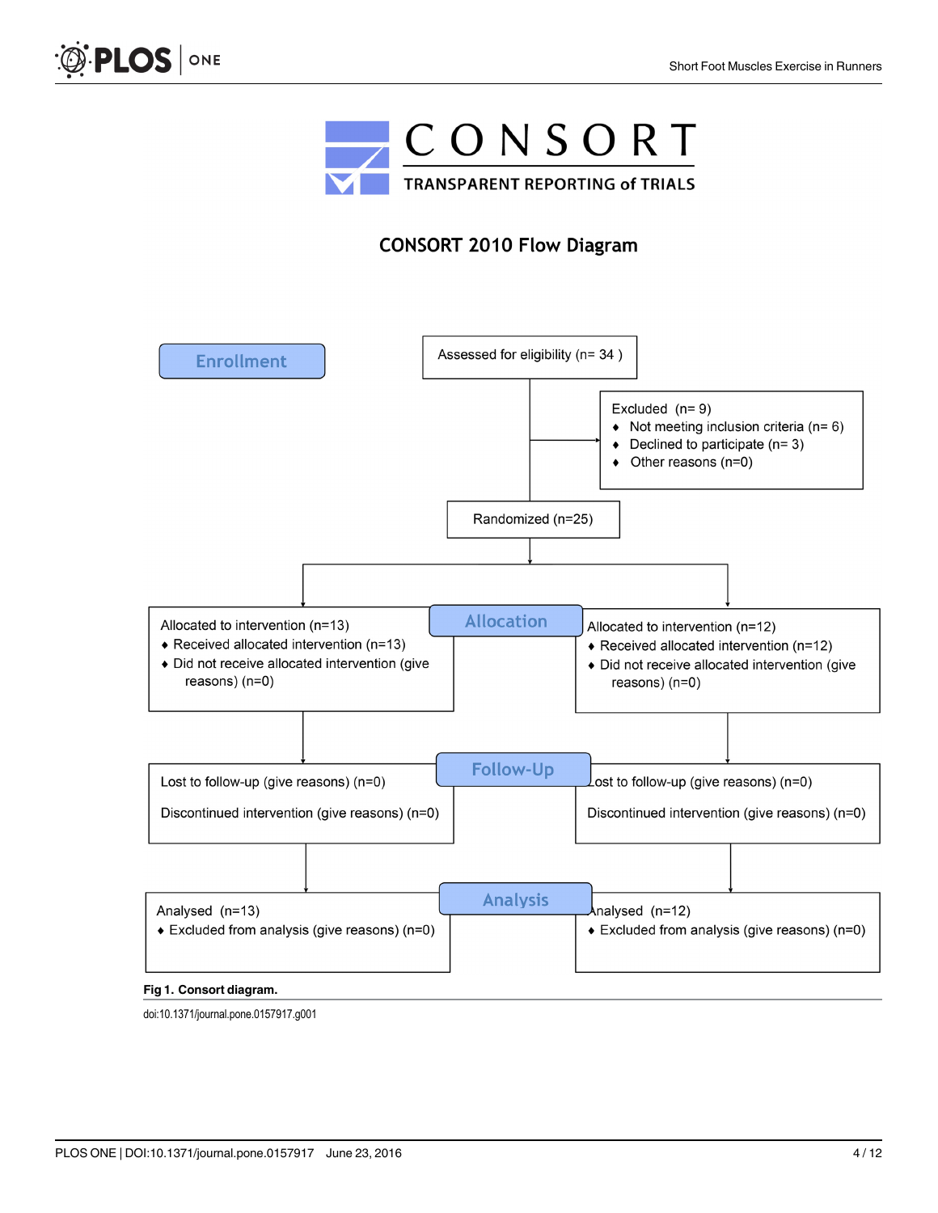# CONSORT

TRANSPARENT REPORTING of TRIALS

## CONSORT 2010 Flow Diagram

**Enrollment**

Assessed for eligibility (n= 34 )

Excluded (n= 9)
- Not meeting inclusion criteria (n= 6)
- Declined to participate (n= 3)
- Other reasons (n=0)

Randomized (n=25)

**Allocation**

Allocated to intervention (n=13)
- Received allocated intervention (n=13)
- Did not receive allocated intervention (give reasons) (n=0)

Allocated to intervention (n=12)
- Received allocated intervention (n=12)
- Did not receive allocated intervention (give reasons) (n=0)

**Follow-Up**

Lost to follow-up (give reasons) (n=0)

Discontinued intervention (give reasons) (n=0)

Lost to follow-up (give reasons) (n=0)

Discontinued intervention (give reasons) (n=0)

**Analysis**

Analysed (n=13)
- Excluded from analysis (give reasons) (n=0)

Analysed (n=12)
- Excluded from analysis (give reasons) (n=0)

**Fig 1. Consort diagram.**

doi:10.1371/journal.pone.0157917.g001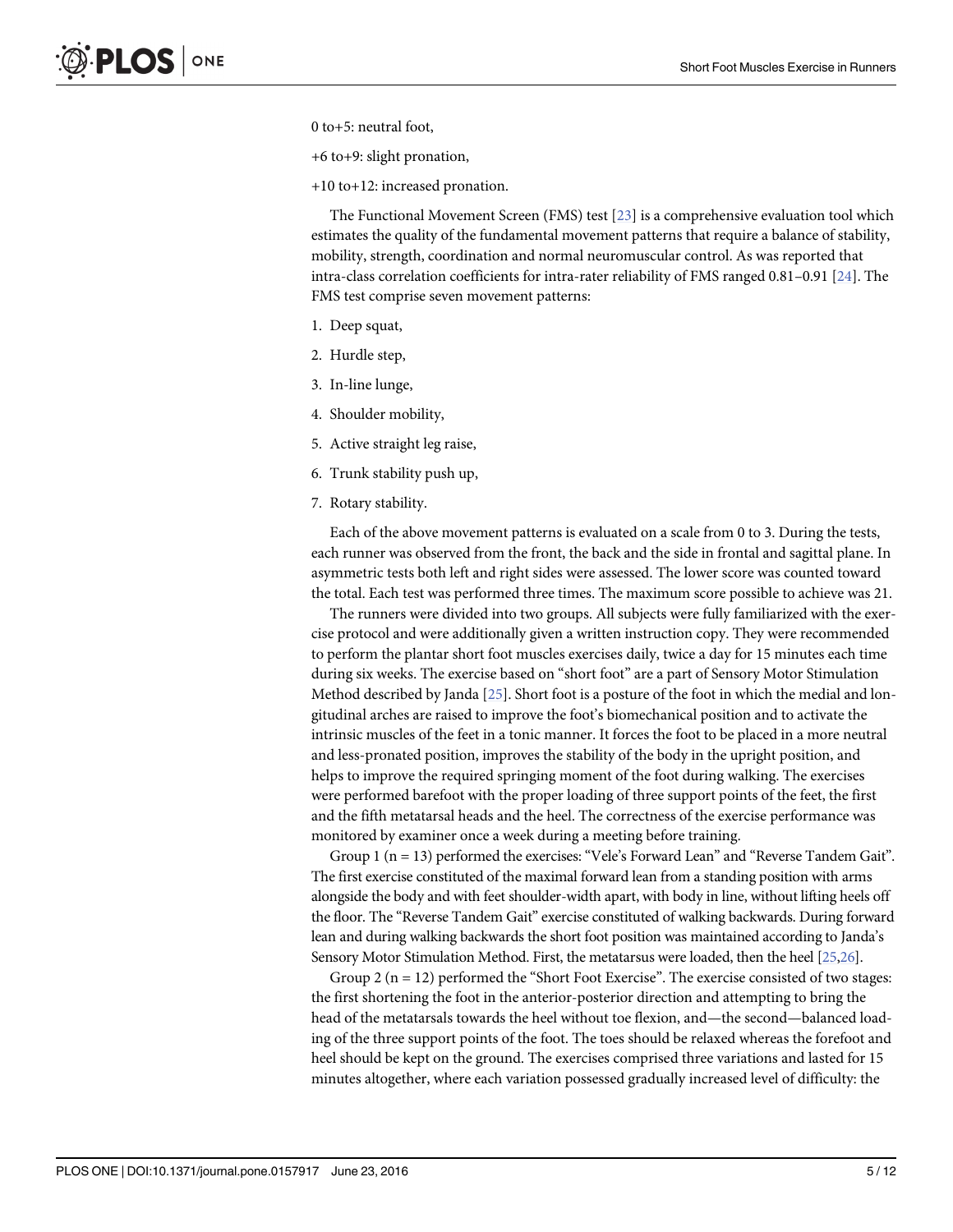0 to+5: neutral foot,

+6 to+9: slight pronation,

+10 to+12: increased pronation.

The Functional Movement Screen (FMS) test [23] is a comprehensive evaluation tool which estimates the quality of the fundamental movement patterns that require a balance of stability, mobility, strength, coordination and normal neuromuscular control. As was reported that intra-class correlation coefficients for intra-rater reliability of FMS ranged 0.81–0.91 [24]. The FMS test comprise seven movement patterns:

1. Deep squat,
2. Hurdle step,
3. In-line lunge,
4. Shoulder mobility,
5. Active straight leg raise,
6. Trunk stability push up,
7. Rotary stability.

Each of the above movement patterns is evaluated on a scale from 0 to 3. During the tests, each runner was observed from the front, the back and the side in frontal and sagittal plane. In asymmetric tests both left and right sides were assessed. The lower score was counted toward the total. Each test was performed three times. The maximum score possible to achieve was 21.

The runners were divided into two groups. All subjects were fully familiarized with the exercise protocol and were additionally given a written instruction copy. They were recommended to perform the plantar short foot muscles exercises daily, twice a day for 15 minutes each time during six weeks. The exercise based on "short foot" are a part of Sensory Motor Stimulation Method described by Janda [25]. Short foot is a posture of the foot in which the medial and longitudinal arches are raised to improve the foot's biomechanical position and to activate the intrinsic muscles of the feet in a tonic manner. It forces the foot to be placed in a more neutral and less-pronated position, improves the stability of the body in the upright position, and helps to improve the required springing moment of the foot during walking. The exercises were performed barefoot with the proper loading of three support points of the feet, the first and the fifth metatarsal heads and the heel. The correctness of the exercise performance was monitored by examiner once a week during a meeting before training.

Group 1 (n = 13) performed the exercises: "Vele's Forward Lean" and "Reverse Tandem Gait". The first exercise constituted of the maximal forward lean from a standing position with arms alongside the body and with feet shoulder-width apart, with body in line, without lifting heels off the floor. The "Reverse Tandem Gait" exercise constituted of walking backwards. During forward lean and during walking backwards the short foot position was maintained according to Janda's Sensory Motor Stimulation Method. First, the metatarsus were loaded, then the heel [25,26].

Group 2 (n = 12) performed the "Short Foot Exercise". The exercise consisted of two stages: the first shortening the foot in the anterior-posterior direction and attempting to bring the head of the metatarsals towards the heel without toe flexion, and—the second—balanced loading of the three support points of the foot. The toes should be relaxed whereas the forefoot and heel should be kept on the ground. The exercises comprised three variations and lasted for 15 minutes altogether, where each variation possessed gradually increased level of difficulty: the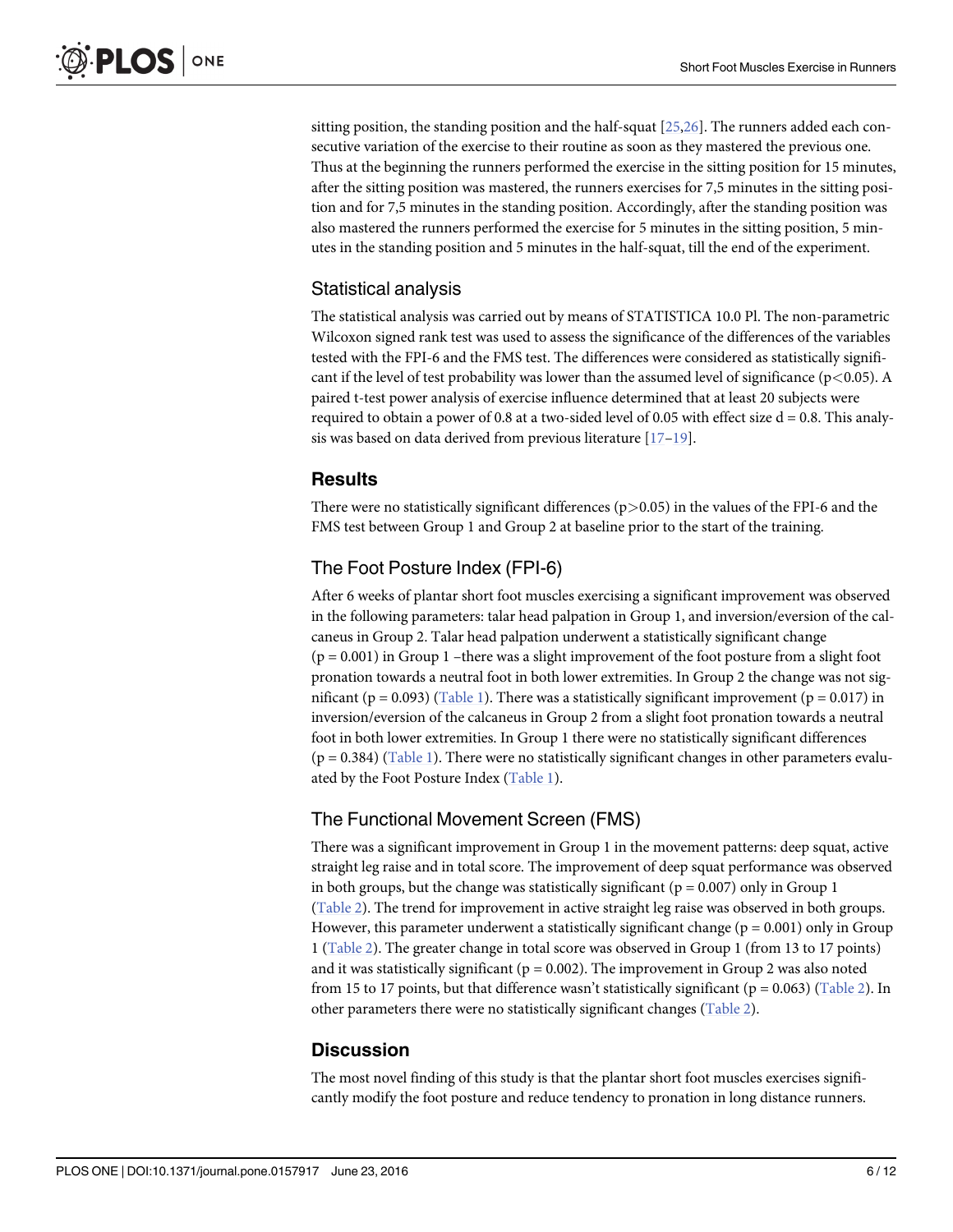sitting position, the standing position and the half-squat [25,26]. The runners added each consecutive variation of the exercise to their routine as soon as they mastered the previous one. Thus at the beginning the runners performed the exercise in the sitting position for 15 minutes, after the sitting position was mastered, the runners exercises for 7,5 minutes in the sitting position and for 7,5 minutes in the standing position. Accordingly, after the standing position was also mastered the runners performed the exercise for 5 minutes in the sitting position, 5 minutes in the standing position and 5 minutes in the half-squat, till the end of the experiment.

### Statistical analysis

The statistical analysis was carried out by means of STATISTICA 10.0 Pl. The non-parametric Wilcoxon signed rank test was used to assess the significance of the differences of the variables tested with the FPI-6 and the FMS test. The differences were considered as statistically significant if the level of test probability was lower than the assumed level of significance ($p<0.05$). A paired t-test power analysis of exercise influence determined that at least 20 subjects were required to obtain a power of 0.8 at a two-sided level of 0.05 with effect size d = 0.8. This analysis was based on data derived from previous literature [17–19].

## Results

There were no statistically significant differences ($p>0.05$) in the values of the FPI-6 and the FMS test between Group 1 and Group 2 at baseline prior to the start of the training.

### The Foot Posture Index (FPI-6)

After 6 weeks of plantar short foot muscles exercising a significant improvement was observed in the following parameters: talar head palpation in Group 1, and inversion/eversion of the calcaneus in Group 2. Talar head palpation underwent a statistically significant change ($p = 0.001$) in Group 1 –there was a slight improvement of the foot posture from a slight foot pronation towards a neutral foot in both lower extremities. In Group 2 the change was not significant ($p = 0.093$) (Table 1). There was a statistically significant improvement ($p = 0.017$) in inversion/eversion of the calcaneus in Group 2 from a slight foot pronation towards a neutral foot in both lower extremities. In Group 1 there were no statistically significant differences ($p = 0.384$) (Table 1). There were no statistically significant changes in other parameters evaluated by the Foot Posture Index (Table 1).

### The Functional Movement Screen (FMS)

There was a significant improvement in Group 1 in the movement patterns: deep squat, active straight leg raise and in total score. The improvement of deep squat performance was observed in both groups, but the change was statistically significant ($p = 0.007$) only in Group 1 (Table 2). The trend for improvement in active straight leg raise was observed in both groups. However, this parameter underwent a statistically significant change ($p = 0.001$) only in Group 1 (Table 2). The greater change in total score was observed in Group 1 (from 13 to 17 points) and it was statistically significant ($p = 0.002$). The improvement in Group 2 was also noted from 15 to 17 points, but that difference wasn't statistically significant ($p = 0.063$) (Table 2). In other parameters there were no statistically significant changes (Table 2).

## Discussion

The most novel finding of this study is that the plantar short foot muscles exercises significantly modify the foot posture and reduce tendency to pronation in long distance runners.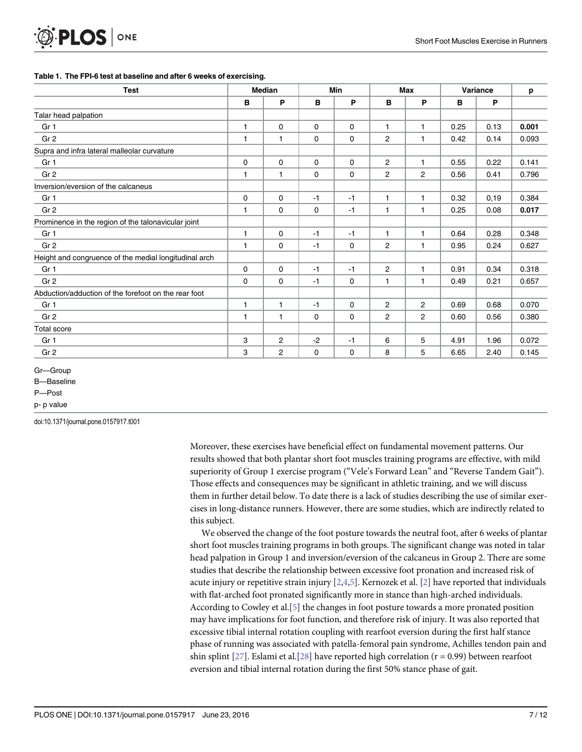**Table 1. The FPI-6 test at baseline and after 6 weeks of exercising.**

| Test | Median | | Min | | Max | | Variance | | p |
|---|---|---|---|---|---|---|---|---|---|
| | B | P | B | P | B | P | B | P | |
| Talar head palpation | | | | | | | | | |
| Gr 1 | 1 | 0 | 0 | 0 | 1 | 1 | 0.25 | 0.13 | **0.001** |
| Gr 2 | 1 | 1 | 0 | 0 | 2 | 1 | 0.42 | 0.14 | 0.093 |
| Supra and infra lateral malleolar curvature | | | | | | | | | |
| Gr 1 | 0 | 0 | 0 | 0 | 2 | 1 | 0.55 | 0.22 | 0.141 |
| Gr 2 | 1 | 1 | 0 | 0 | 2 | 2 | 0.56 | 0.41 | 0.796 |
| Inversion/eversion of the calcaneus | | | | | | | | | |
| Gr 1 | 0 | 0 | -1 | -1 | 1 | 1 | 0.32 | 0,19 | 0.384 |
| Gr 2 | 1 | 0 | 0 | -1 | 1 | 1 | 0.25 | 0.08 | **0.017** |
| Prominence in the region of the talonavicular joint | | | | | | | | | |
| Gr 1 | 1 | 0 | -1 | -1 | 1 | 1 | 0.64 | 0.28 | 0.348 |
| Gr 2 | 1 | 0 | -1 | 0 | 2 | 1 | 0.95 | 0.24 | 0.627 |
| Height and congruence of the medial longitudinal arch | | | | | | | | | |
| Gr 1 | 0 | 0 | -1 | -1 | 2 | 1 | 0.91 | 0.34 | 0.318 |
| Gr 2 | 0 | 0 | -1 | 0 | 1 | 1 | 0.49 | 0.21 | 0.657 |
| Abduction/adduction of the forefoot on the rear foot | | | | | | | | | |
| Gr 1 | 1 | 1 | -1 | 0 | 2 | 2 | 0.69 | 0.68 | 0.070 |
| Gr 2 | 1 | 1 | 0 | 0 | 2 | 2 | 0.60 | 0.56 | 0.380 |
| Total score | | | | | | | | | |
| Gr 1 | 3 | 2 | -2 | -1 | 6 | 5 | 4.91 | 1.96 | 0.072 |
| Gr 2 | 3 | 2 | 0 | 0 | 8 | 5 | 6.65 | 2.40 | 0.145 |

Gr—Group

B—Baseline

P—Post

p- p value

doi:10.1371/journal.pone.0157917.t001

Moreover, these exercises have beneficial effect on fundamental movement patterns. Our results showed that both plantar short foot muscles training programs are effective, with mild superiority of Group 1 exercise program ("Vele's Forward Lean" and "Reverse Tandem Gait"). Those effects and consequences may be significant in athletic training, and we will discuss them in further detail below. To date there is a lack of studies describing the use of similar exercises in long-distance runners. However, there are some studies, which are indirectly related to this subject.

We observed the change of the foot posture towards the neutral foot, after 6 weeks of plantar short foot muscles training programs in both groups. The significant change was noted in talar head palpation in Group 1 and inversion/eversion of the calcaneus in Group 2. There are some studies that describe the relationship between excessive foot pronation and increased risk of acute injury or repetitive strain injury [2,4,5]. Kernozek et al. [2] have reported that individuals with flat-arched foot pronated significantly more in stance than high-arched individuals. According to Cowley et al.[5] the changes in foot posture towards a more pronated position may have implications for foot function, and therefore risk of injury. It was also reported that excessive tibial internal rotation coupling with rearfoot eversion during the first half stance phase of running was associated with patella-femoral pain syndrome, Achilles tendon pain and shin splint [27]. Eslami et al.[28] have reported high correlation ($r = 0.99$) between rearfoot eversion and tibial internal rotation during the first 50% stance phase of gait.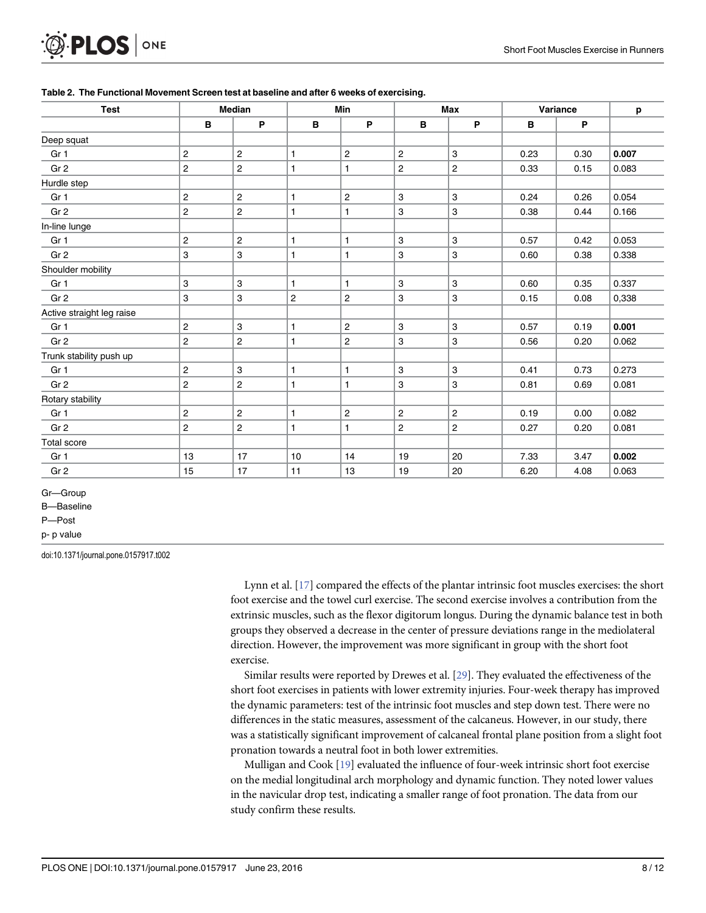**Table 2. The Functional Movement Screen test at baseline and after 6 weeks of exercising.**

| Test | Median | | Min | | Max | | Variance | | p |
|---|---|---|---|---|---|---|---|---|---|
| | B | P | B | P | B | P | B | P | |
| Deep squat | | | | | | | | | |
| Gr 1 | 2 | 2 | 1 | 2 | 2 | 3 | 0.23 | 0.30 | **0.007** |
| Gr 2 | 2 | 2 | 1 | 1 | 2 | 2 | 0.33 | 0.15 | 0.083 |
| Hurdle step | | | | | | | | | |
| Gr 1 | 2 | 2 | 1 | 2 | 3 | 3 | 0.24 | 0.26 | 0.054 |
| Gr 2 | 2 | 2 | 1 | 1 | 3 | 3 | 0.38 | 0.44 | 0.166 |
| In-line lunge | | | | | | | | | |
| Gr 1 | 2 | 2 | 1 | 1 | 3 | 3 | 0.57 | 0.42 | 0.053 |
| Gr 2 | 3 | 3 | 1 | 1 | 3 | 3 | 0.60 | 0.38 | 0.338 |
| Shoulder mobility | | | | | | | | | |
| Gr 1 | 3 | 3 | 1 | 1 | 3 | 3 | 0.60 | 0.35 | 0.337 |
| Gr 2 | 3 | 3 | 2 | 2 | 3 | 3 | 0.15 | 0.08 | 0,338 |
| Active straight leg raise | | | | | | | | | |
| Gr 1 | 2 | 3 | 1 | 2 | 3 | 3 | 0.57 | 0.19 | **0.001** |
| Gr 2 | 2 | 2 | 1 | 2 | 3 | 3 | 0.56 | 0.20 | 0.062 |
| Trunk stability push up | | | | | | | | | |
| Gr 1 | 2 | 3 | 1 | 1 | 3 | 3 | 0.41 | 0.73 | 0.273 |
| Gr 2 | 2 | 2 | 1 | 1 | 3 | 3 | 0.81 | 0.69 | 0.081 |
| Rotary stability | | | | | | | | | |
| Gr 1 | 2 | 2 | 1 | 2 | 2 | 2 | 0.19 | 0.00 | 0.082 |
| Gr 2 | 2 | 2 | 1 | 1 | 2 | 2 | 0.27 | 0.20 | 0.081 |
| Total score | | | | | | | | | |
| Gr 1 | 13 | 17 | 10 | 14 | 19 | 20 | 7.33 | 3.47 | **0.002** |
| Gr 2 | 15 | 17 | 11 | 13 | 19 | 20 | 6.20 | 4.08 | 0.063 |

Gr—Group

B—Baseline

P—Post

p- p value

doi:10.1371/journal.pone.0157917.t002

Lynn et al. [17] compared the effects of the plantar intrinsic foot muscles exercises: the short foot exercise and the towel curl exercise. The second exercise involves a contribution from the extrinsic muscles, such as the flexor digitorum longus. During the dynamic balance test in both groups they observed a decrease in the center of pressure deviations range in the mediolateral direction. However, the improvement was more significant in group with the short foot exercise.

Similar results were reported by Drewes et al. [29]. They evaluated the effectiveness of the short foot exercises in patients with lower extremity injuries. Four-week therapy has improved the dynamic parameters: test of the intrinsic foot muscles and step down test. There were no differences in the static measures, assessment of the calcaneus. However, in our study, there was a statistically significant improvement of calcaneal frontal plane position from a slight foot pronation towards a neutral foot in both lower extremities.

Mulligan and Cook [19] evaluated the influence of four-week intrinsic short foot exercise on the medial longitudinal arch morphology and dynamic function. They noted lower values in the navicular drop test, indicating a smaller range of foot pronation. The data from our study confirm these results.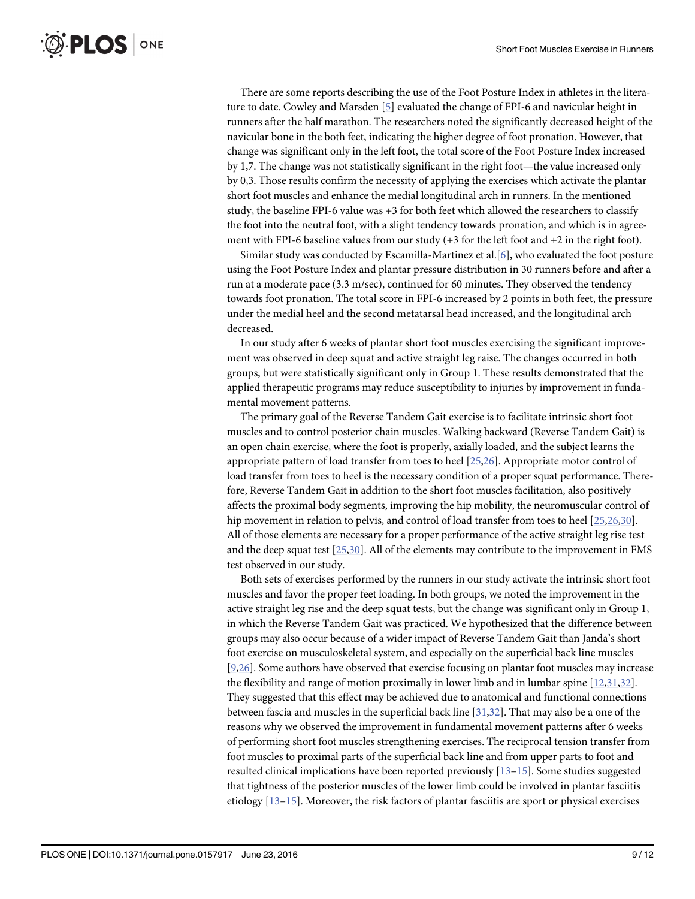There are some reports describing the use of the Foot Posture Index in athletes in the literature to date. Cowley and Marsden [5] evaluated the change of FPI-6 and navicular height in runners after the half marathon. The researchers noted the significantly decreased height of the navicular bone in the both feet, indicating the higher degree of foot pronation. However, that change was significant only in the left foot, the total score of the Foot Posture Index increased by 1,7. The change was not statistically significant in the right foot—the value increased only by 0,3. Those results confirm the necessity of applying the exercises which activate the plantar short foot muscles and enhance the medial longitudinal arch in runners. In the mentioned study, the baseline FPI-6 value was +3 for both feet which allowed the researchers to classify the foot into the neutral foot, with a slight tendency towards pronation, and which is in agreement with FPI-6 baseline values from our study (+3 for the left foot and +2 in the right foot).

Similar study was conducted by Escamilla-Martinez et al.[6], who evaluated the foot posture using the Foot Posture Index and plantar pressure distribution in 30 runners before and after a run at a moderate pace (3.3 m/sec), continued for 60 minutes. They observed the tendency towards foot pronation. The total score in FPI-6 increased by 2 points in both feet, the pressure under the medial heel and the second metatarsal head increased, and the longitudinal arch decreased.

In our study after 6 weeks of plantar short foot muscles exercising the significant improvement was observed in deep squat and active straight leg raise. The changes occurred in both groups, but were statistically significant only in Group 1. These results demonstrated that the applied therapeutic programs may reduce susceptibility to injuries by improvement in fundamental movement patterns.

The primary goal of the Reverse Tandem Gait exercise is to facilitate intrinsic short foot muscles and to control posterior chain muscles. Walking backward (Reverse Tandem Gait) is an open chain exercise, where the foot is properly, axially loaded, and the subject learns the appropriate pattern of load transfer from toes to heel [25,26]. Appropriate motor control of load transfer from toes to heel is the necessary condition of a proper squat performance. Therefore, Reverse Tandem Gait in addition to the short foot muscles facilitation, also positively affects the proximal body segments, improving the hip mobility, the neuromuscular control of hip movement in relation to pelvis, and control of load transfer from toes to heel [25,26,30]. All of those elements are necessary for a proper performance of the active straight leg rise test and the deep squat test [25,30]. All of the elements may contribute to the improvement in FMS test observed in our study.

Both sets of exercises performed by the runners in our study activate the intrinsic short foot muscles and favor the proper feet loading. In both groups, we noted the improvement in the active straight leg rise and the deep squat tests, but the change was significant only in Group 1, in which the Reverse Tandem Gait was practiced. We hypothesized that the difference between groups may also occur because of a wider impact of Reverse Tandem Gait than Janda's short foot exercise on musculoskeletal system, and especially on the superficial back line muscles [9,26]. Some authors have observed that exercise focusing on plantar foot muscles may increase the flexibility and range of motion proximally in lower limb and in lumbar spine [12,31,32]. They suggested that this effect may be achieved due to anatomical and functional connections between fascia and muscles in the superficial back line [31,32]. That may also be a one of the reasons why we observed the improvement in fundamental movement patterns after 6 weeks of performing short foot muscles strengthening exercises. The reciprocal tension transfer from foot muscles to proximal parts of the superficial back line and from upper parts to foot and resulted clinical implications have been reported previously [13–15]. Some studies suggested that tightness of the posterior muscles of the lower limb could be involved in plantar fasciitis etiology [13–15]. Moreover, the risk factors of plantar fasciitis are sport or physical exercises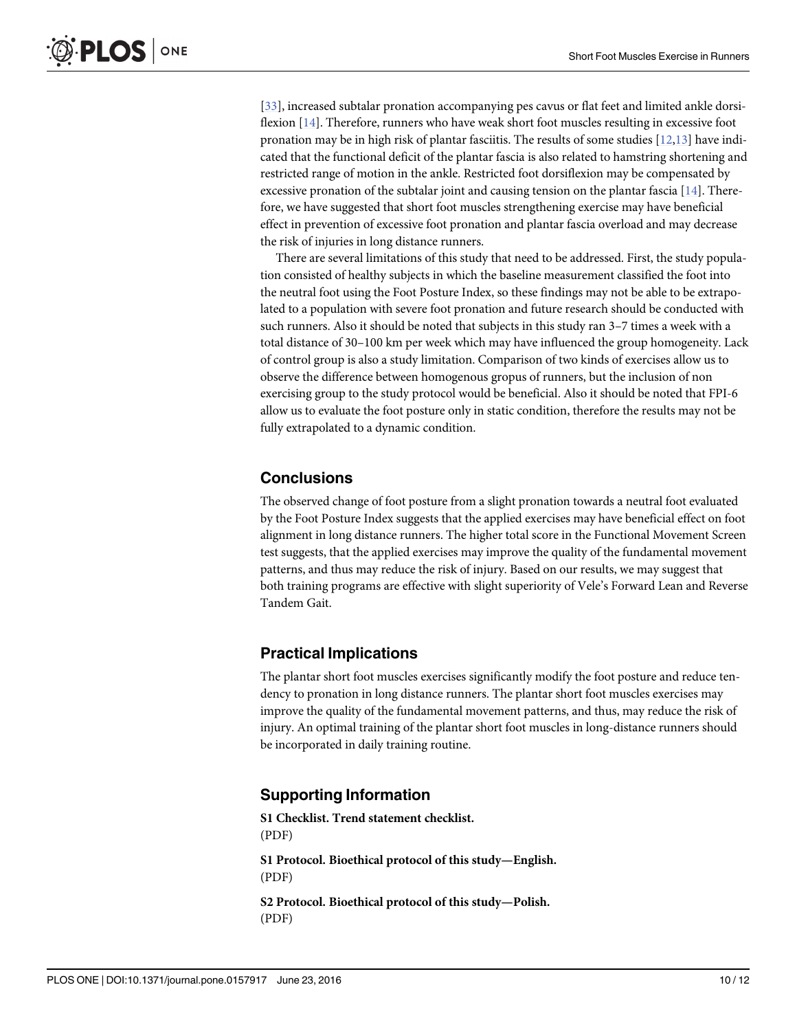[33], increased subtalar pronation accompanying pes cavus or flat feet and limited ankle dorsiflexion [14]. Therefore, runners who have weak short foot muscles resulting in excessive foot pronation may be in high risk of plantar fasciitis. The results of some studies [12,13] have indicated that the functional deficit of the plantar fascia is also related to hamstring shortening and restricted range of motion in the ankle. Restricted foot dorsiflexion may be compensated by excessive pronation of the subtalar joint and causing tension on the plantar fascia [14]. Therefore, we have suggested that short foot muscles strengthening exercise may have beneficial effect in prevention of excessive foot pronation and plantar fascia overload and may decrease the risk of injuries in long distance runners.

There are several limitations of this study that need to be addressed. First, the study population consisted of healthy subjects in which the baseline measurement classified the foot into the neutral foot using the Foot Posture Index, so these findings may not be able to be extrapolated to a population with severe foot pronation and future research should be conducted with such runners. Also it should be noted that subjects in this study ran 3–7 times a week with a total distance of 30–100 km per week which may have influenced the group homogeneity. Lack of control group is also a study limitation. Comparison of two kinds of exercises allow us to observe the difference between homogenous gropus of runners, but the inclusion of non exercising group to the study protocol would be beneficial. Also it should be noted that FPI-6 allow us to evaluate the foot posture only in static condition, therefore the results may not be fully extrapolated to a dynamic condition.

## Conclusions

The observed change of foot posture from a slight pronation towards a neutral foot evaluated by the Foot Posture Index suggests that the applied exercises may have beneficial effect on foot alignment in long distance runners. The higher total score in the Functional Movement Screen test suggests, that the applied exercises may improve the quality of the fundamental movement patterns, and thus may reduce the risk of injury. Based on our results, we may suggest that both training programs are effective with slight superiority of Vele's Forward Lean and Reverse Tandem Gait.

## Practical Implications

The plantar short foot muscles exercises significantly modify the foot posture and reduce tendency to pronation in long distance runners. The plantar short foot muscles exercises may improve the quality of the fundamental movement patterns, and thus, may reduce the risk of injury. An optimal training of the plantar short foot muscles in long-distance runners should be incorporated in daily training routine.

## Supporting Information

**S1 Checklist. Trend statement checklist.**
(PDF)

**S1 Protocol. Bioethical protocol of this study—English.**
(PDF)

**S2 Protocol. Bioethical protocol of this study—Polish.**
(PDF)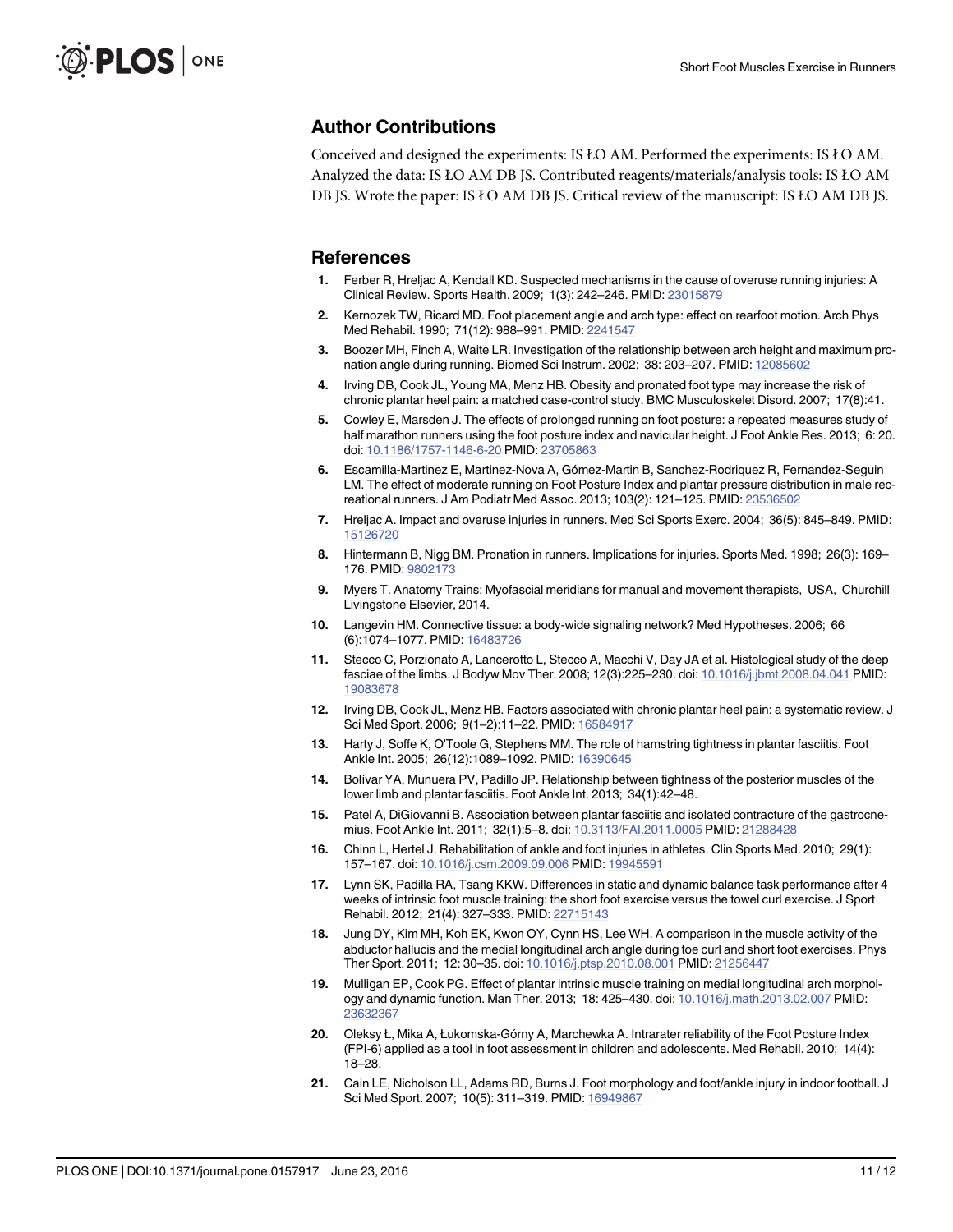## Author Contributions

Conceived and designed the experiments: IS ŁO AM. Performed the experiments: IS ŁO AM. Analyzed the data: IS ŁO AM DB JS. Contributed reagents/materials/analysis tools: IS ŁO AM DB JS. Wrote the paper: IS ŁO AM DB JS. Critical review of the manuscript: IS ŁO AM DB JS.

## References

1. Ferber R, Hreljac A, Kendall KD. Suspected mechanisms in the cause of overuse running injuries: A Clinical Review. Sports Health. 2009; 1(3): 242–246. PMID: 23015879
2. Kernozek TW, Ricard MD. Foot placement angle and arch type: effect on rearfoot motion. Arch Phys Med Rehabil. 1990; 71(12): 988–991. PMID: 2241547
3. Boozer MH, Finch A, Waite LR. Investigation of the relationship between arch height and maximum pronation angle during running. Biomed Sci Instrum. 2002; 38: 203–207. PMID: 12085602
4. Irving DB, Cook JL, Young MA, Menz HB. Obesity and pronated foot type may increase the risk of chronic plantar heel pain: a matched case-control study. BMC Musculoskelet Disord. 2007; 17(8):41.
5. Cowley E, Marsden J. The effects of prolonged running on foot posture: a repeated measures study of half marathon runners using the foot posture index and navicular height. J Foot Ankle Res. 2013; 6: 20. doi: 10.1186/1757-1146-6-20 PMID: 23705863
6. Escamilla-Martinez E, Martinez-Nova A, Gómez-Martin B, Sanchez-Rodriquez R, Fernandez-Seguin LM. The effect of moderate running on Foot Posture Index and plantar pressure distribution in male recreational runners. J Am Podiatr Med Assoc. 2013; 103(2): 121–125. PMID: 23536502
7. Hreljac A. Impact and overuse injuries in runners. Med Sci Sports Exerc. 2004; 36(5): 845–849. PMID: 15126720
8. Hintermann B, Nigg BM. Pronation in runners. Implications for injuries. Sports Med. 1998; 26(3): 169–176. PMID: 9802173
9. Myers T. Anatomy Trains: Myofascial meridians for manual and movement therapists, USA, Churchill Livingstone Elsevier, 2014.
10. Langevin HM. Connective tissue: a body-wide signaling network? Med Hypotheses. 2006; 66 (6):1074–1077. PMID: 16483726
11. Stecco C, Porzionato A, Lancerotto L, Stecco A, Macchi V, Day JA et al. Histological study of the deep fasciae of the limbs. J Bodyw Mov Ther. 2008; 12(3):225–230. doi: 10.1016/j.jbmt.2008.04.041 PMID: 19083678
12. Irving DB, Cook JL, Menz HB. Factors associated with chronic plantar heel pain: a systematic review. J Sci Med Sport. 2006; 9(1–2):11–22. PMID: 16584917
13. Harty J, Soffe K, O'Toole G, Stephens MM. The role of hamstring tightness in plantar fasciitis. Foot Ankle Int. 2005; 26(12):1089–1092. PMID: 16390645
14. Bolívar YA, Munuera PV, Padillo JP. Relationship between tightness of the posterior muscles of the lower limb and plantar fasciitis. Foot Ankle Int. 2013; 34(1):42–48.
15. Patel A, DiGiovanni B. Association between plantar fasciitis and isolated contracture of the gastrocnemius. Foot Ankle Int. 2011; 32(1):5–8. doi: 10.3113/FAI.2011.0005 PMID: 21288428
16. Chinn L, Hertel J. Rehabilitation of ankle and foot injuries in athletes. Clin Sports Med. 2010; 29(1): 157–167. doi: 10.1016/j.csm.2009.09.006 PMID: 19945591
17. Lynn SK, Padilla RA, Tsang KKW. Differences in static and dynamic balance task performance after 4 weeks of intrinsic foot muscle training: the short foot exercise versus the towel curl exercise. J Sport Rehabil. 2012; 21(4): 327–333. PMID: 22715143
18. Jung DY, Kim MH, Koh EK, Kwon OY, Cynn HS, Lee WH. A comparison in the muscle activity of the abductor hallucis and the medial longitudinal arch angle during toe curl and short foot exercises. Phys Ther Sport. 2011; 12: 30–35. doi: 10.1016/j.ptsp.2010.08.001 PMID: 21256447
19. Mulligan EP, Cook PG. Effect of plantar intrinsic muscle training on medial longitudinal arch morphology and dynamic function. Man Ther. 2013; 18: 425–430. doi: 10.1016/j.math.2013.02.007 PMID: 23632367
20. Oleksy Ł, Mika A, Łukomska-Górny A, Marchewka A. Intrarater reliability of the Foot Posture Index (FPI-6) applied as a tool in foot assessment in children and adolescents. Med Rehabil. 2010; 14(4): 18–28.
21. Cain LE, Nicholson LL, Adams RD, Burns J. Foot morphology and foot/ankle injury in indoor football. J Sci Med Sport. 2007; 10(5): 311–319. PMID: 16949867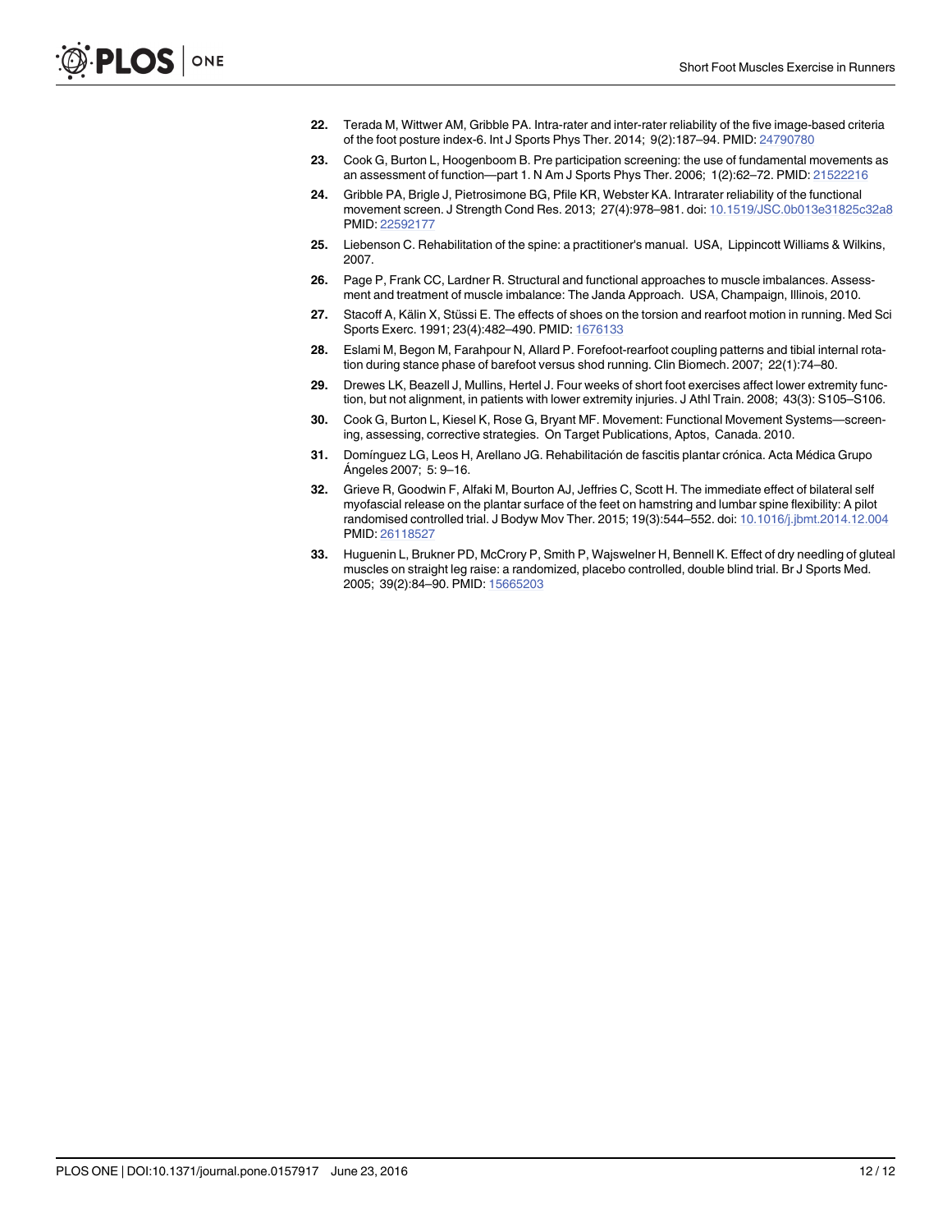22. Terada M, Wittwer AM, Gribble PA. Intra-rater and inter-rater reliability of the five image-based criteria of the foot posture index-6. Int J Sports Phys Ther. 2014; 9(2):187–94. PMID: 24790780

23. Cook G, Burton L, Hoogenboom B. Pre participation screening: the use of fundamental movements as an assessment of function—part 1. N Am J Sports Phys Ther. 2006; 1(2):62–72. PMID: 21522216

24. Gribble PA, Brigle J, Pietrosimone BG, Pfile KR, Webster KA. Intrarater reliability of the functional movement screen. J Strength Cond Res. 2013; 27(4):978–981. doi: 10.1519/JSC.0b013e31825c32a8 PMID: 22592177

25. Liebenson C. Rehabilitation of the spine: a practitioner's manual. USA, Lippincott Williams & Wilkins, 2007.

26. Page P, Frank CC, Lardner R. Structural and functional approaches to muscle imbalances. Assessment and treatment of muscle imbalance: The Janda Approach. USA, Champaign, Illinois, 2010.

27. Stacoff A, Kälin X, Stüssi E. The effects of shoes on the torsion and rearfoot motion in running. Med Sci Sports Exerc. 1991; 23(4):482–490. PMID: 1676133

28. Eslami M, Begon M, Farahpour N, Allard P. Forefoot-rearfoot coupling patterns and tibial internal rotation during stance phase of barefoot versus shod running. Clin Biomech. 2007; 22(1):74–80.

29. Drewes LK, Beazell J, Mullins, Hertel J. Four weeks of short foot exercises affect lower extremity function, but not alignment, in patients with lower extremity injuries. J Athl Train. 2008; 43(3): S105–S106.

30. Cook G, Burton L, Kiesel K, Rose G, Bryant MF. Movement: Functional Movement Systems—screening, assessing, corrective strategies. On Target Publications, Aptos, Canada. 2010.

31. Domínguez LG, Leos H, Arellano JG. Rehabilitación de fascitis plantar crónica. Acta Médica Grupo Ángeles 2007; 5: 9–16.

32. Grieve R, Goodwin F, Alfaki M, Bourton AJ, Jeffries C, Scott H. The immediate effect of bilateral self myofascial release on the plantar surface of the feet on hamstring and lumbar spine flexibility: A pilot randomised controlled trial. J Bodyw Mov Ther. 2015; 19(3):544–552. doi: 10.1016/j.jbmt.2014.12.004 PMID: 26118527

33. Huguenin L, Brukner PD, McCrory P, Smith P, Wajswelner H, Bennell K. Effect of dry needling of gluteal muscles on straight leg raise: a randomized, placebo controlled, double blind trial. Br J Sports Med. 2005; 39(2):84–90. PMID: 15665203